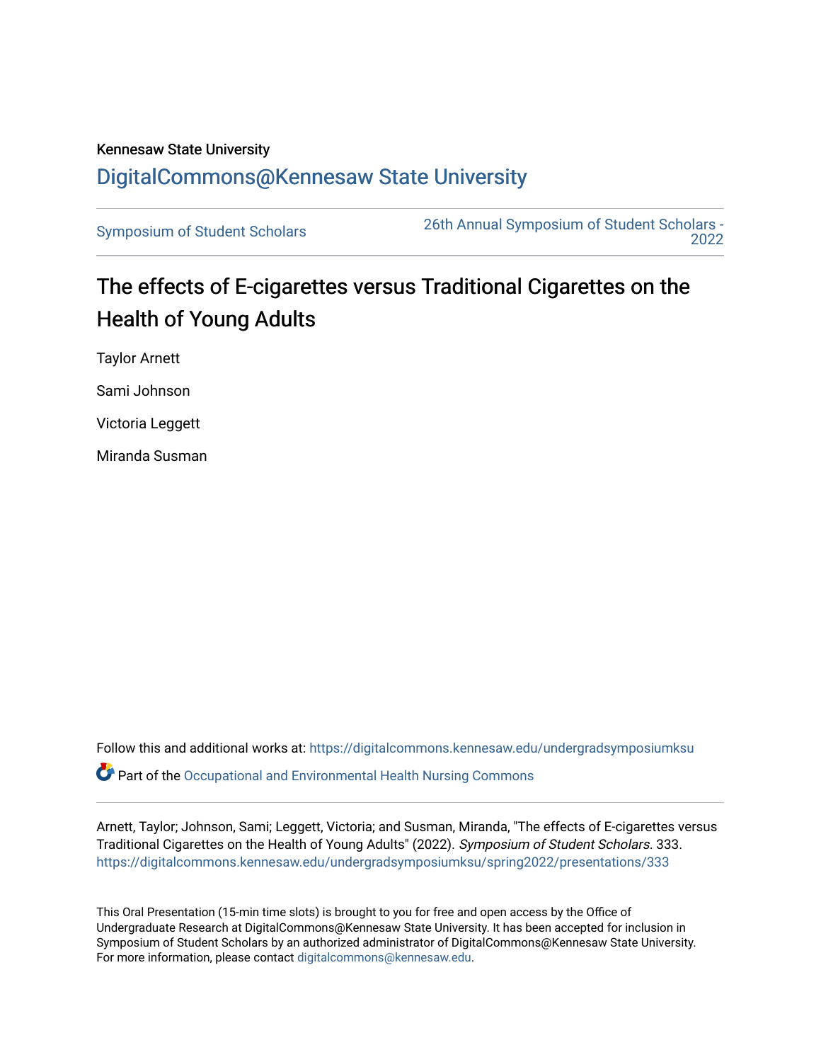Kennesaw State University

# DigitalCommons@Kennesaw State University

Symposium of Student Scholars

26th Annual Symposium of Student Scholars - 2022

# The effects of E-cigarettes versus Traditional Cigarettes on the Health of Young Adults

Taylor Arnett

Sami Johnson

Victoria Leggett

Miranda Susman

Follow this and additional works at: https://digitalcommons.kennesaw.edu/undergradsymposiumksu

Part of the Occupational and Environmental Health Nursing Commons

Arnett, Taylor; Johnson, Sami; Leggett, Victoria; and Susman, Miranda, "The effects of E-cigarettes versus Traditional Cigarettes on the Health of Young Adults" (2022). *Symposium of Student Scholars*. 333. https://digitalcommons.kennesaw.edu/undergradsymposiumksu/spring2022/presentations/333

This Oral Presentation (15-min time slots) is brought to you for free and open access by the Office of Undergraduate Research at DigitalCommons@Kennesaw State University. It has been accepted for inclusion in Symposium of Student Scholars by an authorized administrator of DigitalCommons@Kennesaw State University. For more information, please contact digitalcommons@kennesaw.edu.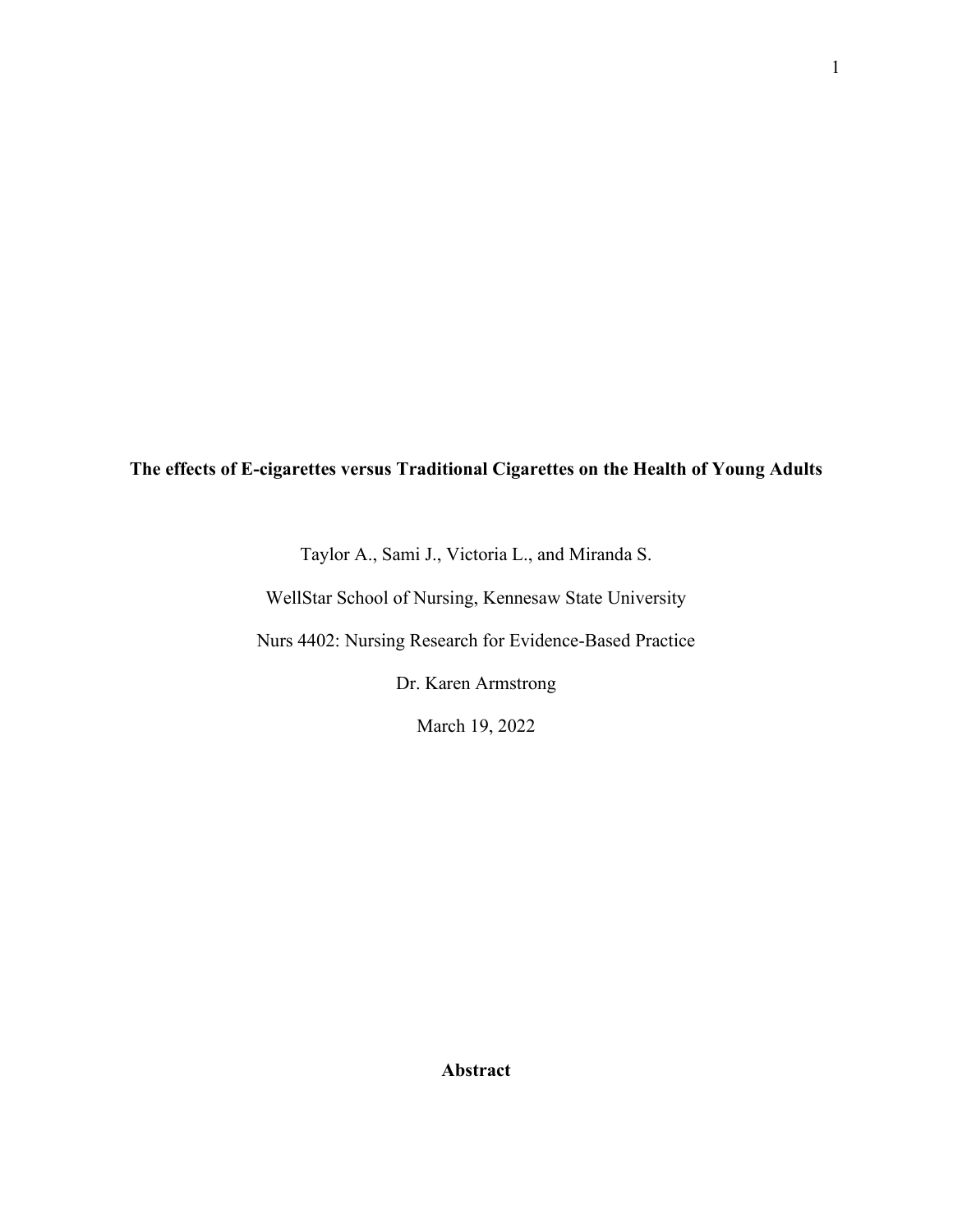**The effects of E-cigarettes versus Traditional Cigarettes on the Health of Young Adults**

Taylor A., Sami J., Victoria L., and Miranda S.

WellStar School of Nursing, Kennesaw State University

Nurs 4402: Nursing Research for Evidence-Based Practice

Dr. Karen Armstrong

March 19, 2022

## Abstract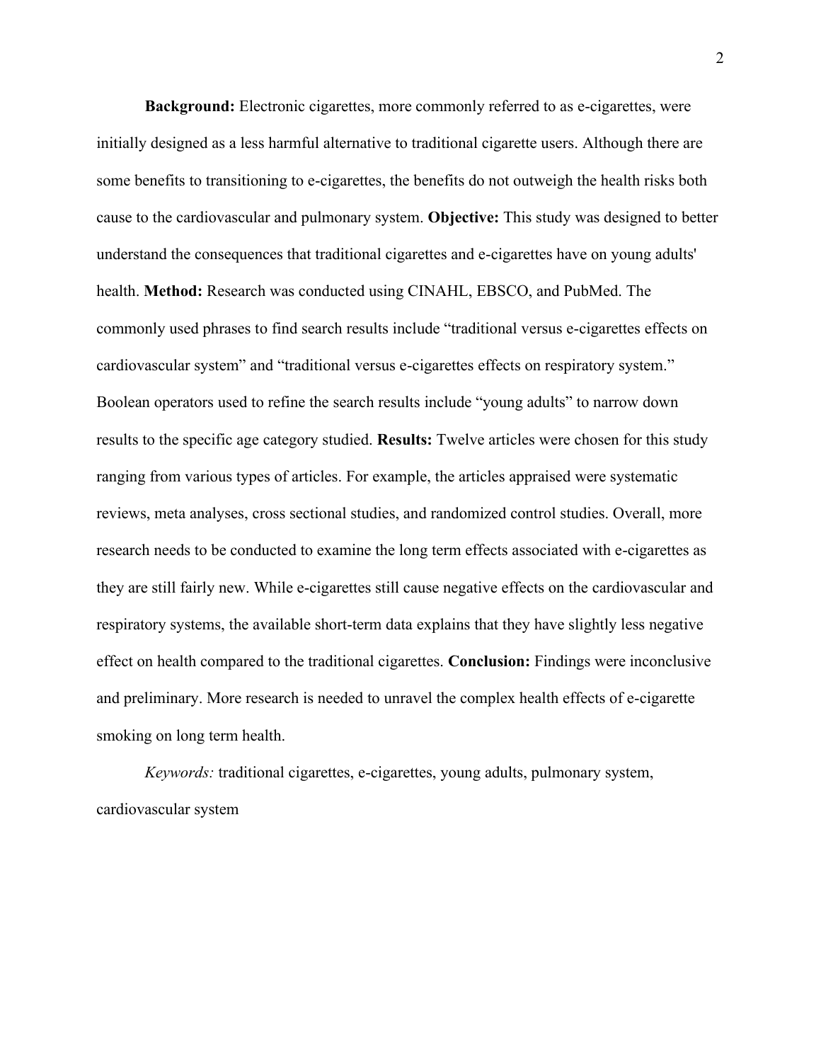**Background:** Electronic cigarettes, more commonly referred to as e-cigarettes, were initially designed as a less harmful alternative to traditional cigarette users. Although there are some benefits to transitioning to e-cigarettes, the benefits do not outweigh the health risks both cause to the cardiovascular and pulmonary system. **Objective:** This study was designed to better understand the consequences that traditional cigarettes and e-cigarettes have on young adults' health. **Method:** Research was conducted using CINAHL, EBSCO, and PubMed. The commonly used phrases to find search results include "traditional versus e-cigarettes effects on cardiovascular system" and "traditional versus e-cigarettes effects on respiratory system." Boolean operators used to refine the search results include "young adults" to narrow down results to the specific age category studied. **Results:** Twelve articles were chosen for this study ranging from various types of articles. For example, the articles appraised were systematic reviews, meta analyses, cross sectional studies, and randomized control studies. Overall, more research needs to be conducted to examine the long term effects associated with e-cigarettes as they are still fairly new. While e-cigarettes still cause negative effects on the cardiovascular and respiratory systems, the available short-term data explains that they have slightly less negative effect on health compared to the traditional cigarettes. **Conclusion:** Findings were inconclusive and preliminary. More research is needed to unravel the complex health effects of e-cigarette smoking on long term health.

*Keywords:* traditional cigarettes, e-cigarettes, young adults, pulmonary system, cardiovascular system